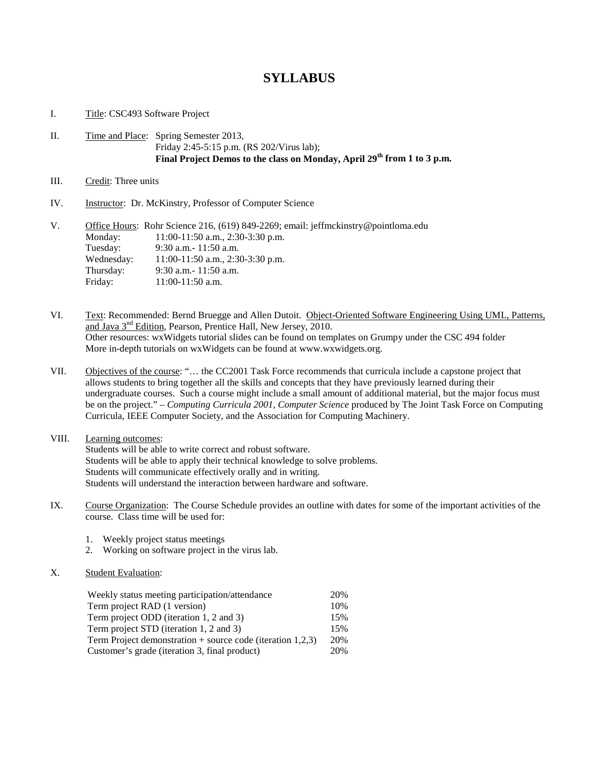# SYLLABUS

I. <u>Title</u>: CSC493 Software Project

II. <u>Time and Place</u>: Spring Semester 2013,
Friday 2:45-5:15 p.m. (RS 202/Virus lab);
**Final Project Demos to the class on Monday, April 29th from 1 to 3 p.m.**

III. <u>Credit</u>: Three units

IV. <u>Instructor</u>: Dr. McKinstry, Professor of Computer Science

V. <u>Office Hours</u>: Rohr Science 216, (619) 849-2269; email: jeffmckinstry@pointloma.edu

| | |
|---|---|
| Monday: | 11:00-11:50 a.m., 2:30-3:30 p.m. |
| Tuesday: | 9:30 a.m.- 11:50 a.m. |
| Wednesday: | 11:00-11:50 a.m., 2:30-3:30 p.m. |
| Thursday: | 9:30 a.m.- 11:50 a.m. |
| Friday: | 11:00-11:50 a.m. |

VI. <u>Text</u>: Recommended: Bernd Bruegge and Allen Dutoit. <u>Object-Oriented Software Engineering Using UML, Patterns, and Java 3nd Edition</u>, Pearson, Prentice Hall, New Jersey, 2010.
Other resources: wxWidgets tutorial slides can be found on templates on Grumpy under the CSC 494 folder
More in-depth tutorials on wxWidgets can be found at www.wxwidgets.org.

VII. <u>Objectives of the course</u>: "… the CC2001 Task Force recommends that curricula include a capstone project that allows students to bring together all the skills and concepts that they have previously learned during their undergraduate courses. Such a course might include a small amount of additional material, but the major focus must be on the project." – *Computing Curricula 2001, Computer Science* produced by The Joint Task Force on Computing Curricula, IEEE Computer Society, and the Association for Computing Machinery.

VIII. <u>Learning outcomes</u>:
Students will be able to write correct and robust software.
Students will be able to apply their technical knowledge to solve problems.
Students will communicate effectively orally and in writing.
Students will understand the interaction between hardware and software.

IX. <u>Course Organization</u>: The Course Schedule provides an outline with dates for some of the important activities of the course. Class time will be used for:

1. Weekly project status meetings
2. Working on software project in the virus lab.

X. <u>Student Evaluation</u>:

| | |
|---|---|
| Weekly status meeting participation/attendance | 20% |
| Term project RAD (1 version) | 10% |
| Term project ODD (iteration 1, 2 and 3) | 15% |
| Term project STD (iteration 1, 2 and 3) | 15% |
| Term Project demonstration + source code (iteration 1,2,3) | 20% |
| Customer's grade (iteration 3, final product) | 20% |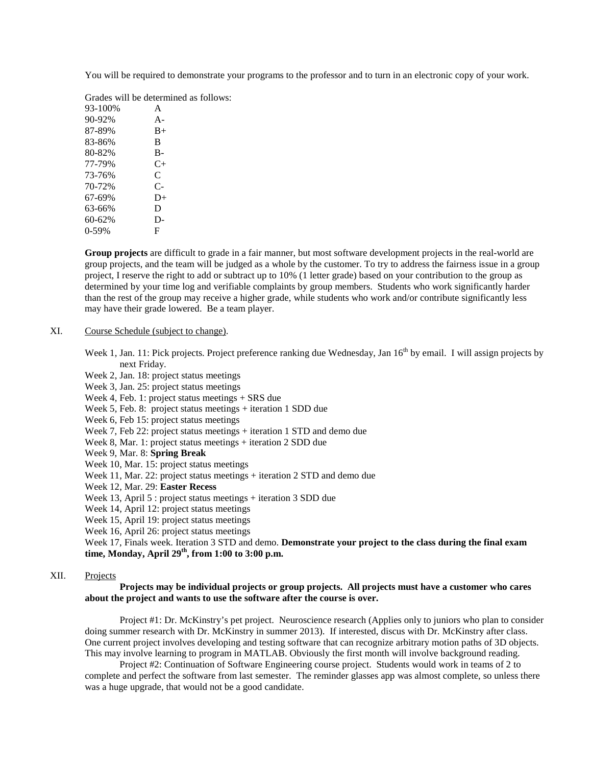You will be required to demonstrate your programs to the professor and to turn in an electronic copy of your work.

Grades will be determined as follows:

| | |
|---|---|
| 93-100% | A |
| 90-92% | A- |
| 87-89% | B+ |
| 83-86% | B |
| 80-82% | B- |
| 77-79% | C+ |
| 73-76% | C |
| 70-72% | C- |
| 67-69% | D+ |
| 63-66% | D |
| 60-62% | D- |
| 0-59% | F |

**Group projects** are difficult to grade in a fair manner, but most software development projects in the real-world are group projects, and the team will be judged as a whole by the customer. To try to address the fairness issue in a group project, I reserve the right to add or subtract up to 10% (1 letter grade) based on your contribution to the group as determined by your time log and verifiable complaints by group members. Students who work significantly harder than the rest of the group may receive a higher grade, while students who work and/or contribute significantly less may have their grade lowered. Be a team player.

## XI. Course Schedule (subject to change).

Week 1, Jan. 11: Pick projects. Project preference ranking due Wednesday, Jan 16th by email. I will assign projects by next Friday.
Week 2, Jan. 18: project status meetings
Week 3, Jan. 25: project status meetings
Week 4, Feb. 1: project status meetings + SRS due
Week 5, Feb. 8: project status meetings + iteration 1 SDD due
Week 6, Feb 15: project status meetings
Week 7, Feb 22: project status meetings + iteration 1 STD and demo due
Week 8, Mar. 1: project status meetings + iteration 2 SDD due
Week 9, Mar. 8: **Spring Break**
Week 10, Mar. 15: project status meetings
Week 11, Mar. 22: project status meetings + iteration 2 STD and demo due
Week 12, Mar. 29: **Easter Recess**
Week 13, April 5 : project status meetings + iteration 3 SDD due
Week 14, April 12: project status meetings
Week 15, April 19: project status meetings
Week 16, April 26: project status meetings
Week 17, Finals week. Iteration 3 STD and demo. **Demonstrate your project to the class during the final exam time, Monday, April 29th, from 1:00 to 3:00 p.m.**

## XII. Projects

**Projects may be individual projects or group projects. All projects must have a customer who cares about the project and wants to use the software after the course is over.**

Project #1: Dr. McKinstry's pet project. Neuroscience research (Applies only to juniors who plan to consider doing summer research with Dr. McKinstry in summer 2013). If interested, discus with Dr. McKinstry after class. One current project involves developing and testing software that can recognize arbitrary motion paths of 3D objects. This may involve learning to program in MATLAB. Obviously the first month will involve background reading.

Project #2: Continuation of Software Engineering course project. Students would work in teams of 2 to complete and perfect the software from last semester. The reminder glasses app was almost complete, so unless there was a huge upgrade, that would not be a good candidate.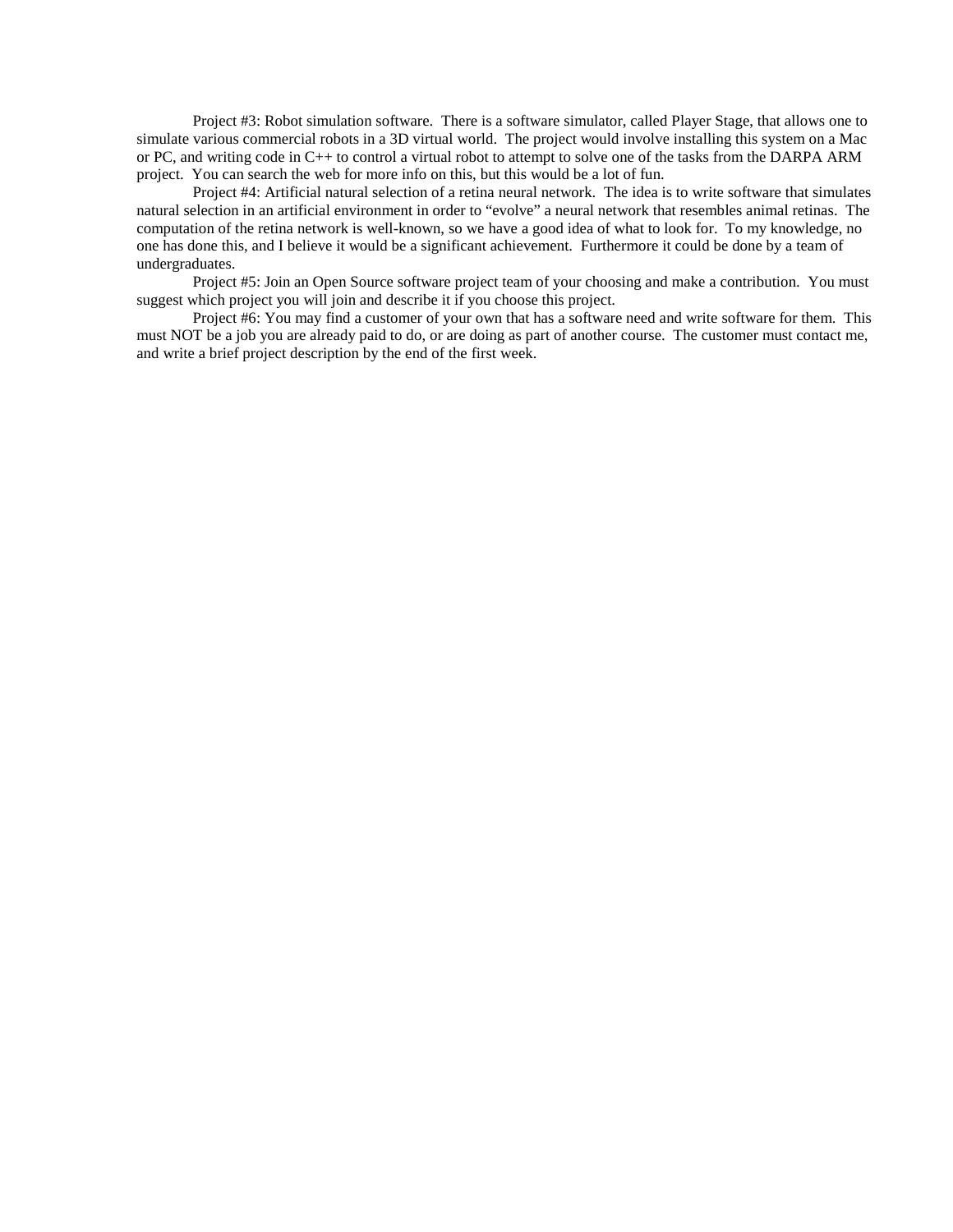Project #3: Robot simulation software. There is a software simulator, called Player Stage, that allows one to simulate various commercial robots in a 3D virtual world. The project would involve installing this system on a Mac or PC, and writing code in C++ to control a virtual robot to attempt to solve one of the tasks from the DARPA ARM project. You can search the web for more info on this, but this would be a lot of fun.

Project #4: Artificial natural selection of a retina neural network. The idea is to write software that simulates natural selection in an artificial environment in order to "evolve" a neural network that resembles animal retinas. The computation of the retina network is well-known, so we have a good idea of what to look for. To my knowledge, no one has done this, and I believe it would be a significant achievement. Furthermore it could be done by a team of undergraduates.

Project #5: Join an Open Source software project team of your choosing and make a contribution. You must suggest which project you will join and describe it if you choose this project.

Project #6: You may find a customer of your own that has a software need and write software for them. This must NOT be a job you are already paid to do, or are doing as part of another course. The customer must contact me, and write a brief project description by the end of the first week.